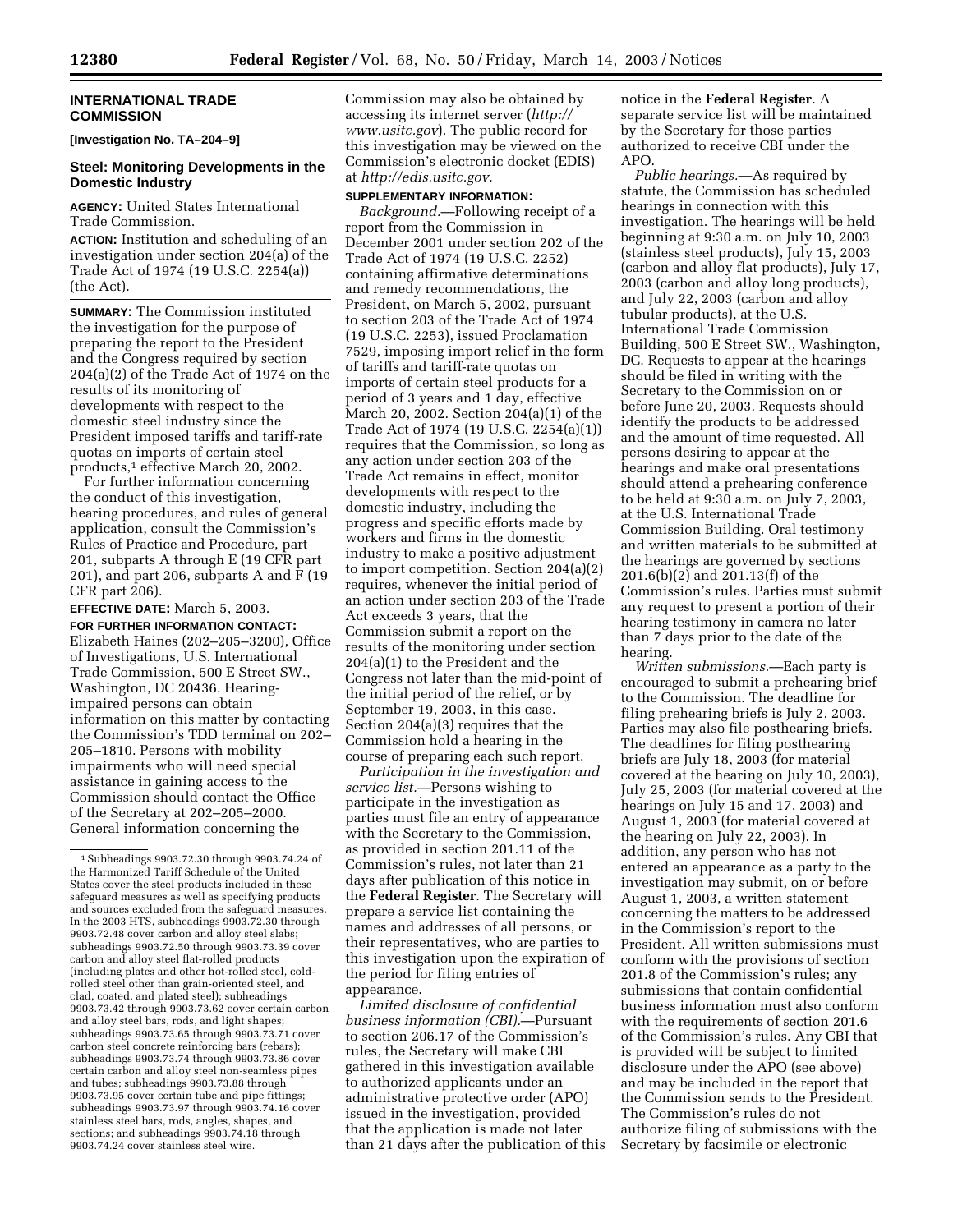## INTERNATIONAL TRADE COMMISSION

**[Investigation No. TA–204–9]**

### Steel: Monitoring Developments in the Domestic Industry

**AGENCY:** United States International Trade Commission.

**ACTION:** Institution and scheduling of an investigation under section 204(a) of the Trade Act of 1974 (19 U.S.C. 2254(a)) (the Act).

**SUMMARY:** The Commission instituted the investigation for the purpose of preparing the report to the President and the Congress required by section 204(a)(2) of the Trade Act of 1974 on the results of its monitoring of developments with respect to the domestic steel industry since the President imposed tariffs and tariff-rate quotas on imports of certain steel products,[1] effective March 20, 2002.

For further information concerning the conduct of this investigation, hearing procedures, and rules of general application, consult the Commission's Rules of Practice and Procedure, part 201, subparts A through E (19 CFR part 201), and part 206, subparts A and F (19 CFR part 206).

**EFFECTIVE DATE:** March 5, 2003.

**FOR FURTHER INFORMATION CONTACT:** Elizabeth Haines (202–205–3200), Office of Investigations, U.S. International Trade Commission, 500 E Street SW., Washington, DC 20436. Hearing-impaired persons can obtain information on this matter by contacting the Commission's TDD terminal on 202–205–1810. Persons with mobility impairments who will need special assistance in gaining access to the Commission should contact the Office of the Secretary at 202–205–2000. General information concerning the Commission may also be obtained by accessing its internet server (*http://www.usitc.gov*). The public record for this investigation may be viewed on the Commission's electronic docket (EDIS) at *http://edis.usitc.gov.*

**SUPPLEMENTARY INFORMATION:**

*Background.*—Following receipt of a report from the Commission in December 2001 under section 202 of the Trade Act of 1974 (19 U.S.C. 2252) containing affirmative determinations and remedy recommendations, the President, on March 5, 2002, pursuant to section 203 of the Trade Act of 1974 (19 U.S.C. 2253), issued Proclamation 7529, imposing import relief in the form of tariffs and tariff-rate quotas on imports of certain steel products for a period of 3 years and 1 day, effective March 20, 2002. Section 204(a)(1) of the Trade Act of 1974 (19 U.S.C. 2254(a)(1)) requires that the Commission, so long as any action under section 203 of the Trade Act remains in effect, monitor developments with respect to the domestic industry, including the progress and specific efforts made by workers and firms in the domestic industry to make a positive adjustment to import competition. Section 204(a)(2) requires, whenever the initial period of an action under section 203 of the Trade Act exceeds 3 years, that the Commission submit a report on the results of the monitoring under section 204(a)(1) to the President and the Congress not later than the mid-point of the initial period of the relief, or by September 19, 2003, in this case. Section 204(a)(3) requires that the Commission hold a hearing in the course of preparing each such report.

*Participation in the investigation and service list.*—Persons wishing to participate in the investigation as parties must file an entry of appearance with the Secretary to the Commission, as provided in section 201.11 of the Commission's rules, not later than 21 days after publication of this notice in the **Federal Register**. The Secretary will prepare a service list containing the names and addresses of all persons, or their representatives, who are parties to this investigation upon the expiration of the period for filing entries of appearance.

*Limited disclosure of confidential business information (CBI).*—Pursuant to section 206.17 of the Commission's rules, the Secretary will make CBI gathered in this investigation available to authorized applicants under an administrative protective order (APO) issued in the investigation, provided that the application is made not later than 21 days after the publication of this notice in the **Federal Register**. A separate service list will be maintained by the Secretary for those parties authorized to receive CBI under the APO.

*Public hearings.*—As required by statute, the Commission has scheduled hearings in connection with this investigation. The hearings will be held beginning at 9:30 a.m. on July 10, 2003 (stainless steel products), July 15, 2003 (carbon and alloy flat products), July 17, 2003 (carbon and alloy long products), and July 22, 2003 (carbon and alloy tubular products), at the U.S. International Trade Commission Building, 500 E Street SW., Washington, DC. Requests to appear at the hearings should be filed in writing with the Secretary to the Commission on or before June 20, 2003. Requests should identify the products to be addressed and the amount of time requested. All persons desiring to appear at the hearings and make oral presentations should attend a prehearing conference to be held at 9:30 a.m. on July 7, 2003, at the U.S. International Trade Commission Building. Oral testimony and written materials to be submitted at the hearings are governed by sections 201.6(b)(2) and 201.13(f) of the Commission's rules. Parties must submit any request to present a portion of their hearing testimony in camera no later than 7 days prior to the date of the hearing.

*Written submissions.*—Each party is encouraged to submit a prehearing brief to the Commission. The deadline for filing prehearing briefs is July 2, 2003. Parties may also file posthearing briefs. The deadlines for filing posthearing briefs are July 18, 2003 (for material covered at the hearing on July 10, 2003), July 25, 2003 (for material covered at the hearings on July 15 and 17, 2003) and August 1, 2003 (for material covered at the hearing on July 22, 2003). In addition, any person who has not entered an appearance as a party to the investigation may submit, on or before August 1, 2003, a written statement concerning the matters to be addressed in the Commission's report to the President. All written submissions must conform with the provisions of section 201.8 of the Commission's rules; any submissions that contain confidential business information must also conform with the requirements of section 201.6 of the Commission's rules. Any CBI that is provided will be subject to limited disclosure under the APO (see above) and may be included in the report that the Commission sends to the President. The Commission's rules do not authorize filing of submissions with the Secretary by facsimile or electronic

---

[1] Subheadings 9903.72.30 through 9903.74.24 of the Harmonized Tariff Schedule of the United States cover the steel products included in these safeguard measures as well as specifying products and sources excluded from the safeguard measures. In the 2003 HTS, subheadings 9903.72.30 through 9903.72.48 cover carbon and alloy steel slabs; subheadings 9903.72.50 through 9903.73.39 cover carbon and alloy steel flat-rolled products (including plates and other hot-rolled steel, cold-rolled steel other than grain-oriented steel, and clad, coated, and plated steel); subheadings 9903.73.42 through 9903.73.62 cover certain carbon and alloy steel bars, rods, and light shapes; subheadings 9903.73.65 through 9903.73.71 cover carbon steel concrete reinforcing bars (rebars); subheadings 9903.73.74 through 9903.73.86 cover certain carbon and alloy steel non-seamless pipes and tubes; subheadings 9903.73.88 through 9903.73.95 cover certain tube and pipe fittings; subheadings 9903.73.97 through 9903.74.16 cover stainless steel bars, rods, angles, shapes, and sections; and subheadings 9903.74.18 through 9903.74.24 cover stainless steel wire.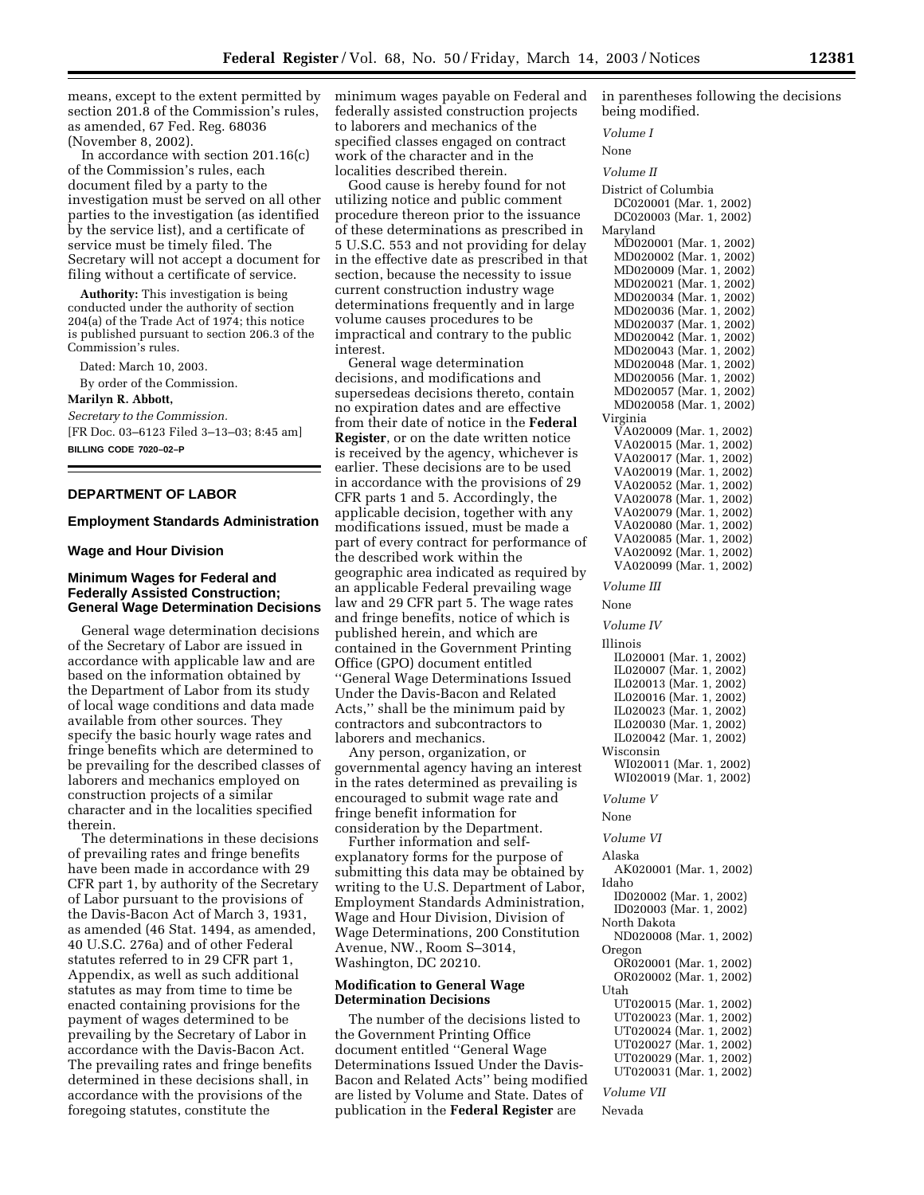means, except to the extent permitted by section 201.8 of the Commission's rules, as amended, 67 Fed. Reg. 68036 (November 8, 2002).

In accordance with section 201.16(c) of the Commission's rules, each document filed by a party to the investigation must be served on all other parties to the investigation (as identified by the service list), and a certificate of service must be timely filed. The Secretary will not accept a document for filing without a certificate of service.

**Authority:** This investigation is being conducted under the authority of section 204(a) of the Trade Act of 1974; this notice is published pursuant to section 206.3 of the Commission's rules.

Dated: March 10, 2003.

By order of the Commission.

**Marilyn R. Abbott,**

*Secretary to the Commission.*

[FR Doc. 03–6123 Filed 3–13–03; 8:45 am]

**BILLING CODE 7020–02–P**

## DEPARTMENT OF LABOR

### Employment Standards Administration

### Wage and Hour Division

### Minimum Wages for Federal and Federally Assisted Construction; General Wage Determination Decisions

General wage determination decisions of the Secretary of Labor are issued in accordance with applicable law and are based on the information obtained by the Department of Labor from its study of local wage conditions and data made available from other sources. They specify the basic hourly wage rates and fringe benefits which are determined to be prevailing for the described classes of laborers and mechanics employed on construction projects of a similar character and in the localities specified therein.

The determinations in these decisions of prevailing rates and fringe benefits have been made in accordance with 29 CFR part 1, by authority of the Secretary of Labor pursuant to the provisions of the Davis-Bacon Act of March 3, 1931, as amended (46 Stat. 1494, as amended, 40 U.S.C. 276a) and of other Federal statutes referred to in 29 CFR part 1, Appendix, as well as such additional statutes as may from time to time be enacted containing provisions for the payment of wages determined to be prevailing by the Secretary of Labor in accordance with the Davis-Bacon Act. The prevailing rates and fringe benefits determined in these decisions shall, in accordance with the provisions of the foregoing statutes, constitute the minimum wages payable on Federal and federally assisted construction projects to laborers and mechanics of the specified classes engaged on contract work of the character and in the localities described therein.

Good cause is hereby found for not utilizing notice and public comment procedure thereon prior to the issuance of these determinations as prescribed in 5 U.S.C. 553 and not providing for delay in the effective date as prescribed in that section, because the necessity to issue current construction industry wage determinations frequently and in large volume causes procedures to be impractical and contrary to the public interest.

General wage determination decisions, and modifications and supersedeas decisions thereto, contain no expiration dates and are effective from their date of notice in the **Federal Register**, or on the date written notice is received by the agency, whichever is earlier. These decisions are to be used in accordance with the provisions of 29 CFR parts 1 and 5. Accordingly, the applicable decision, together with any modifications issued, must be made a part of every contract for performance of the described work within the geographic area indicated as required by an applicable Federal prevailing wage law and 29 CFR part 5. The wage rates and fringe benefits, notice of which is published herein, and which are contained in the Government Printing Office (GPO) document entitled ''General Wage Determinations Issued Under the Davis-Bacon and Related Acts,'' shall be the minimum paid by contractors and subcontractors to laborers and mechanics.

Any person, organization, or governmental agency having an interest in the rates determined as prevailing is encouraged to submit wage rate and fringe benefit information for consideration by the Department.

Further information and self-explanatory forms for the purpose of submitting this data may be obtained by writing to the U.S. Department of Labor, Employment Standards Administration, Wage and Hour Division, Division of Wage Determinations, 200 Constitution Avenue, NW., Room S–3014, Washington, DC 20210.

#### Modification to General Wage Determination Decisions

The number of the decisions listed to the Government Printing Office document entitled ''General Wage Determinations Issued Under the Davis-Bacon and Related Acts'' being modified are listed by Volume and State. Dates of publication in the **Federal Register** are in parentheses following the decisions being modified.

*Volume I*

None

*Volume II*

District of Columbia
- DC020001 (Mar. 1, 2002)
- DC020003 (Mar. 1, 2002)

Maryland
- MD020001 (Mar. 1, 2002)
- MD020002 (Mar. 1, 2002)
- MD020009 (Mar. 1, 2002)
- MD020021 (Mar. 1, 2002)
- MD020034 (Mar. 1, 2002)
- MD020036 (Mar. 1, 2002)
- MD020037 (Mar. 1, 2002)
- MD020042 (Mar. 1, 2002)
- MD020043 (Mar. 1, 2002)
- MD020048 (Mar. 1, 2002)
- MD020056 (Mar. 1, 2002)
- MD020057 (Mar. 1, 2002)
- MD020058 (Mar. 1, 2002)

Virginia
- VA020009 (Mar. 1, 2002)
- VA020015 (Mar. 1, 2002)
- VA020017 (Mar. 1, 2002)
- VA020019 (Mar. 1, 2002)
- VA020052 (Mar. 1, 2002)
- VA020078 (Mar. 1, 2002)
- VA020079 (Mar. 1, 2002)
- VA020080 (Mar. 1, 2002)
- VA020085 (Mar. 1, 2002)
- VA020092 (Mar. 1, 2002)
- VA020099 (Mar. 1, 2002)

*Volume III*

None

*Volume IV*

Illinois
- IL020001 (Mar. 1, 2002)
- IL020007 (Mar. 1, 2002)
- IL020013 (Mar. 1, 2002)
- IL020016 (Mar. 1, 2002)
- IL020023 (Mar. 1, 2002)
- IL020030 (Mar. 1, 2002)
- IL020042 (Mar. 1, 2002)

Wisconsin
- WI020011 (Mar. 1, 2002)
- WI020019 (Mar. 1, 2002)

*Volume V*

None

*Volume VI*

Alaska
- AK020001 (Mar. 1, 2002)

Idaho
- ID020002 (Mar. 1, 2002)
- ID020003 (Mar. 1, 2002)

North Dakota
- ND020008 (Mar. 1, 2002)

Oregon
- OR020001 (Mar. 1, 2002)
- OR020002 (Mar. 1, 2002)

Utah
- UT020015 (Mar. 1, 2002)
- UT020023 (Mar. 1, 2002)
- UT020024 (Mar. 1, 2002)
- UT020027 (Mar. 1, 2002)
- UT020029 (Mar. 1, 2002)
- UT020031 (Mar. 1, 2002)

*Volume VII*

Nevada